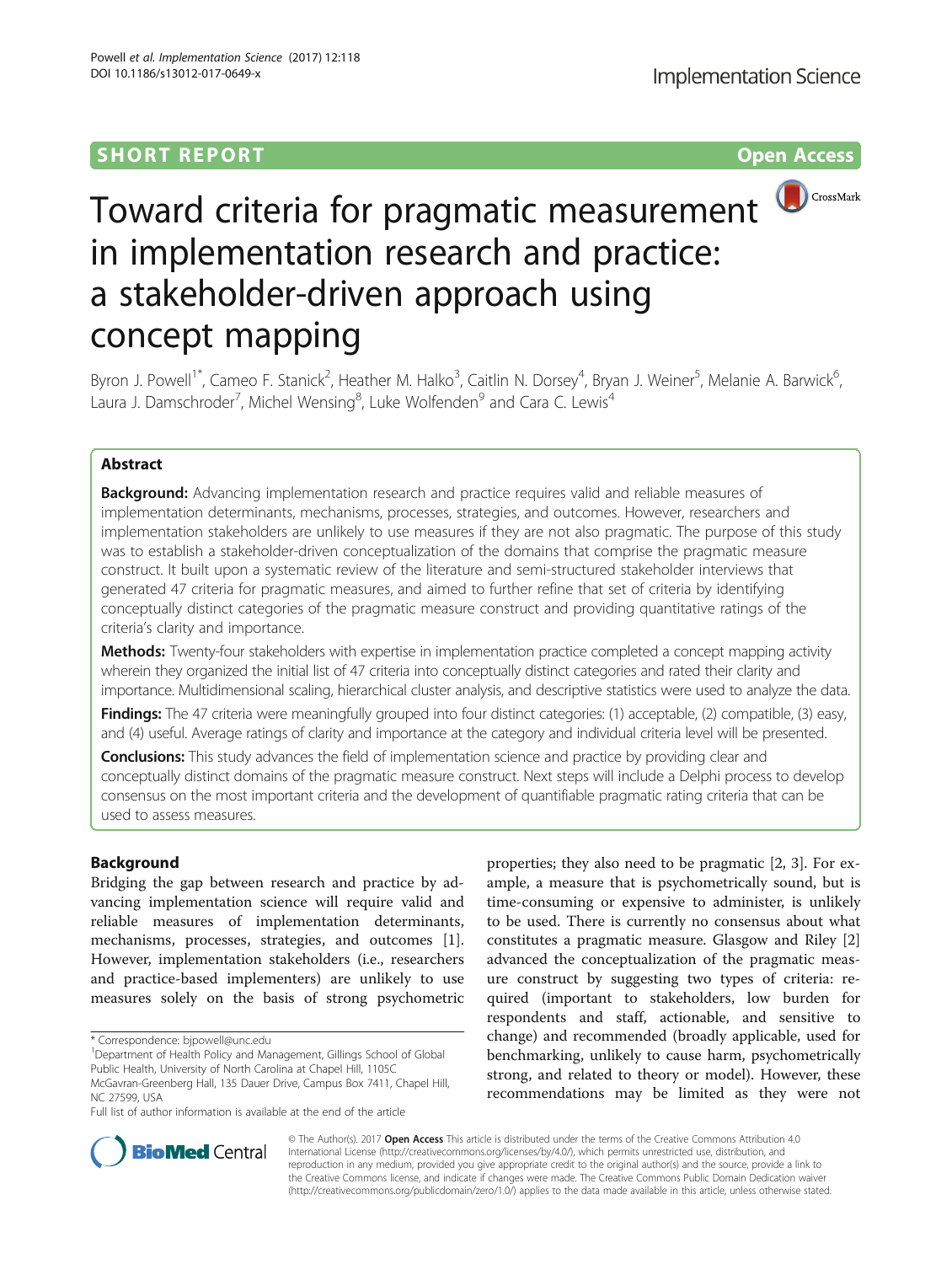SHORT REPORT

Open Access

# Toward criteria for pragmatic measurement in implementation research and practice: a stakeholder-driven approach using concept mapping

Byron J. Powell[1*], Cameo F. Stanick[2], Heather M. Halko[3], Caitlin N. Dorsey[4], Bryan J. Weiner[5], Melanie A. Barwick[6], Laura J. Damschroder[7], Michel Wensing[8], Luke Wolfenden[9] and Cara C. Lewis[4]

## Abstract

**Background:** Advancing implementation research and practice requires valid and reliable measures of implementation determinants, mechanisms, processes, strategies, and outcomes. However, researchers and implementation stakeholders are unlikely to use measures if they are not also pragmatic. The purpose of this study was to establish a stakeholder-driven conceptualization of the domains that comprise the pragmatic measure construct. It built upon a systematic review of the literature and semi-structured stakeholder interviews that generated 47 criteria for pragmatic measures, and aimed to further refine that set of criteria by identifying conceptually distinct categories of the pragmatic measure construct and providing quantitative ratings of the criteria's clarity and importance.

**Methods:** Twenty-four stakeholders with expertise in implementation practice completed a concept mapping activity wherein they organized the initial list of 47 criteria into conceptually distinct categories and rated their clarity and importance. Multidimensional scaling, hierarchical cluster analysis, and descriptive statistics were used to analyze the data.

**Findings:** The 47 criteria were meaningfully grouped into four distinct categories: (1) acceptable, (2) compatible, (3) easy, and (4) useful. Average ratings of clarity and importance at the category and individual criteria level will be presented.

**Conclusions:** This study advances the field of implementation science and practice by providing clear and conceptually distinct domains of the pragmatic measure construct. Next steps will include a Delphi process to develop consensus on the most important criteria and the development of quantifiable pragmatic rating criteria that can be used to assess measures.

## Background

Bridging the gap between research and practice by advancing implementation science will require valid and reliable measures of implementation determinants, mechanisms, processes, strategies, and outcomes [1]. However, implementation stakeholders (i.e., researchers and practice-based implementers) are unlikely to use measures solely on the basis of strong psychometric properties; they also need to be pragmatic [2, 3]. For example, a measure that is psychometrically sound, but is time-consuming or expensive to administer, is unlikely to be used. There is currently no consensus about what constitutes a pragmatic measure. Glasgow and Riley [2] advanced the conceptualization of the pragmatic measure construct by suggesting two types of criteria: required (important to stakeholders, low burden for respondents and staff, actionable, and sensitive to change) and recommended (broadly applicable, used for benchmarking, unlikely to cause harm, psychometrically strong, and related to theory or model). However, these recommendations may be limited as they were not

* Correspondence: bjpowell@unc.edu

[1]Department of Health Policy and Management, Gillings School of Global Public Health, University of North Carolina at Chapel Hill, 1105C McGavran-Greenberg Hall, 135 Dauer Drive, Campus Box 7411, Chapel Hill, NC 27599, USA

Full list of author information is available at the end of the article

© The Author(s). 2017 **Open Access** This article is distributed under the terms of the Creative Commons Attribution 4.0 International License (http://creativecommons.org/licenses/by/4.0/), which permits unrestricted use, distribution, and reproduction in any medium, provided you give appropriate credit to the original author(s) and the source, provide a link to the Creative Commons license, and indicate if changes were made. The Creative Commons Public Domain Dedication waiver (http://creativecommons.org/publicdomain/zero/1.0/) applies to the data made available in this article, unless otherwise stated.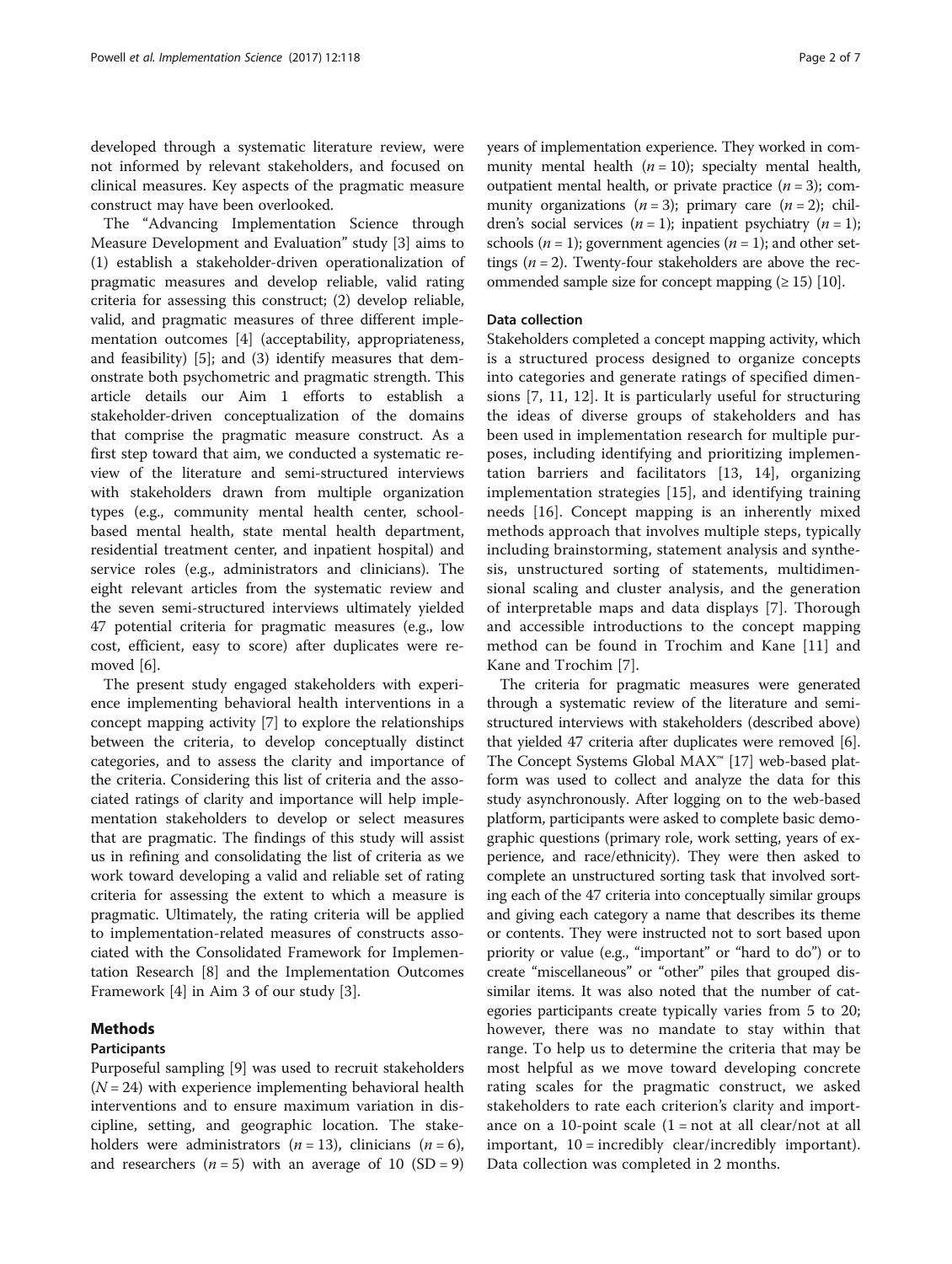developed through a systematic literature review, were not informed by relevant stakeholders, and focused on clinical measures. Key aspects of the pragmatic measure construct may have been overlooked.

The "Advancing Implementation Science through Measure Development and Evaluation" study [3] aims to (1) establish a stakeholder-driven operationalization of pragmatic measures and develop reliable, valid rating criteria for assessing this construct; (2) develop reliable, valid, and pragmatic measures of three different implementation outcomes [4] (acceptability, appropriateness, and feasibility) [5]; and (3) identify measures that demonstrate both psychometric and pragmatic strength. This article details our Aim 1 efforts to establish a stakeholder-driven conceptualization of the domains that comprise the pragmatic measure construct. As a first step toward that aim, we conducted a systematic review of the literature and semi-structured interviews with stakeholders drawn from multiple organization types (e.g., community mental health center, school-based mental health, state mental health department, residential treatment center, and inpatient hospital) and service roles (e.g., administrators and clinicians). The eight relevant articles from the systematic review and the seven semi-structured interviews ultimately yielded 47 potential criteria for pragmatic measures (e.g., low cost, efficient, easy to score) after duplicates were removed [6].

The present study engaged stakeholders with experience implementing behavioral health interventions in a concept mapping activity [7] to explore the relationships between the criteria, to develop conceptually distinct categories, and to assess the clarity and importance of the criteria. Considering this list of criteria and the associated ratings of clarity and importance will help implementation stakeholders to develop or select measures that are pragmatic. The findings of this study will assist us in refining and consolidating the list of criteria as we work toward developing a valid and reliable set of rating criteria for assessing the extent to which a measure is pragmatic. Ultimately, the rating criteria will be applied to implementation-related measures of constructs associated with the Consolidated Framework for Implementation Research [8] and the Implementation Outcomes Framework [4] in Aim 3 of our study [3].

## Methods

### Participants

Purposeful sampling [9] was used to recruit stakeholders ($N = 24$) with experience implementing behavioral health interventions and to ensure maximum variation in discipline, setting, and geographic location. The stakeholders were administrators ($n = 13$), clinicians ($n = 6$), and researchers ($n = 5$) with an average of 10 (SD = 9) years of implementation experience. They worked in community mental health ($n = 10$); specialty mental health, outpatient mental health, or private practice ($n = 3$); community organizations ($n = 3$); primary care ($n = 2$); children's social services ($n = 1$); inpatient psychiatry ($n = 1$); schools ($n = 1$); government agencies ($n = 1$); and other settings ($n = 2$). Twenty-four stakeholders are above the recommended sample size for concept mapping ($\geq 15$) [10].

### Data collection

Stakeholders completed a concept mapping activity, which is a structured process designed to organize concepts into categories and generate ratings of specified dimensions [7, 11, 12]. It is particularly useful for structuring the ideas of diverse groups of stakeholders and has been used in implementation research for multiple purposes, including identifying and prioritizing implementation barriers and facilitators [13, 14], organizing implementation strategies [15], and identifying training needs [16]. Concept mapping is an inherently mixed methods approach that involves multiple steps, typically including brainstorming, statement analysis and synthesis, unstructured sorting of statements, multidimensional scaling and cluster analysis, and the generation of interpretable maps and data displays [7]. Thorough and accessible introductions to the concept mapping method can be found in Trochim and Kane [11] and Kane and Trochim [7].

The criteria for pragmatic measures were generated through a systematic review of the literature and semi-structured interviews with stakeholders (described above) that yielded 47 criteria after duplicates were removed [6]. The Concept Systems Global MAX™ [17] web-based platform was used to collect and analyze the data for this study asynchronously. After logging on to the web-based platform, participants were asked to complete basic demographic questions (primary role, work setting, years of experience, and race/ethnicity). They were then asked to complete an unstructured sorting task that involved sorting each of the 47 criteria into conceptually similar groups and giving each category a name that describes its theme or contents. They were instructed not to sort based upon priority or value (e.g., "important" or "hard to do") or to create "miscellaneous" or "other" piles that grouped dissimilar items. It was also noted that the number of categories participants create typically varies from 5 to 20; however, there was no mandate to stay within that range. To help us to determine the criteria that may be most helpful as we move toward developing concrete rating scales for the pragmatic construct, we asked stakeholders to rate each criterion's clarity and importance on a 10-point scale (1 = not at all clear/not at all important, 10 = incredibly clear/incredibly important). Data collection was completed in 2 months.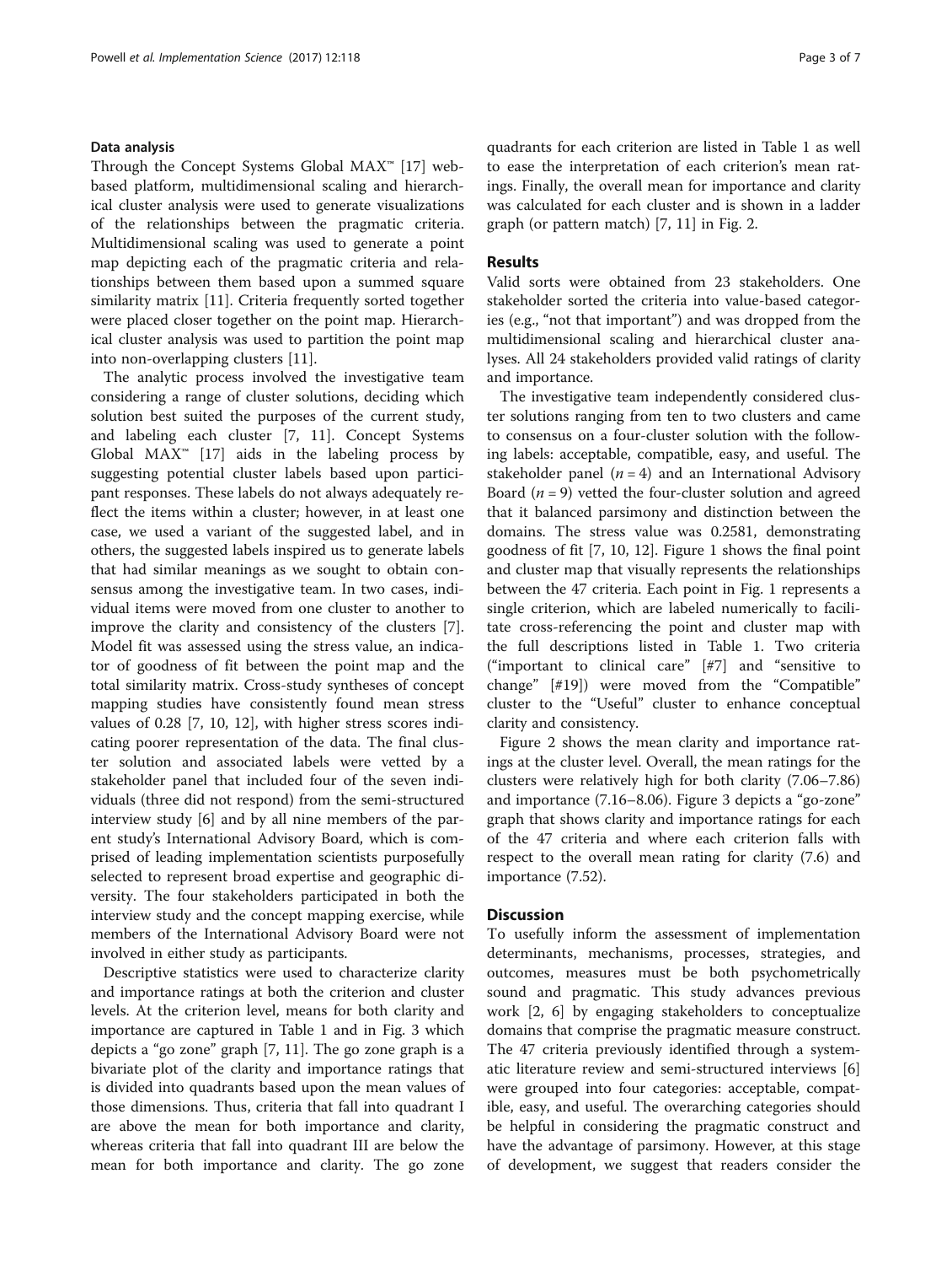### Data analysis

Through the Concept Systems Global MAX™ [17] web-based platform, multidimensional scaling and hierarchical cluster analysis were used to generate visualizations of the relationships between the pragmatic criteria. Multidimensional scaling was used to generate a point map depicting each of the pragmatic criteria and relationships between them based upon a summed square similarity matrix [11]. Criteria frequently sorted together were placed closer together on the point map. Hierarchical cluster analysis was used to partition the point map into non-overlapping clusters [11].

The analytic process involved the investigative team considering a range of cluster solutions, deciding which solution best suited the purposes of the current study, and labeling each cluster [7, 11]. Concept Systems Global MAX™ [17] aids in the labeling process by suggesting potential cluster labels based upon participant responses. These labels do not always adequately reflect the items within a cluster; however, in at least one case, we used a variant of the suggested label, and in others, the suggested labels inspired us to generate labels that had similar meanings as we sought to obtain consensus among the investigative team. In two cases, individual items were moved from one cluster to another to improve the clarity and consistency of the clusters [7]. Model fit was assessed using the stress value, an indicator of goodness of fit between the point map and the total similarity matrix. Cross-study syntheses of concept mapping studies have consistently found mean stress values of 0.28 [7, 10, 12], with higher stress scores indicating poorer representation of the data. The final cluster solution and associated labels were vetted by a stakeholder panel that included four of the seven individuals (three did not respond) from the semi-structured interview study [6] and by all nine members of the parent study's International Advisory Board, which is comprised of leading implementation scientists purposefully selected to represent broad expertise and geographic diversity. The four stakeholders participated in both the interview study and the concept mapping exercise, while members of the International Advisory Board were not involved in either study as participants.

Descriptive statistics were used to characterize clarity and importance ratings at both the criterion and cluster levels. At the criterion level, means for both clarity and importance are captured in Table 1 and in Fig. 3 which depicts a "go zone" graph [7, 11]. The go zone graph is a bivariate plot of the clarity and importance ratings that is divided into quadrants based upon the mean values of those dimensions. Thus, criteria that fall into quadrant I are above the mean for both importance and clarity, whereas criteria that fall into quadrant III are below the mean for both importance and clarity. The go zone quadrants for each criterion are listed in Table 1 as well to ease the interpretation of each criterion's mean ratings. Finally, the overall mean for importance and clarity was calculated for each cluster and is shown in a ladder graph (or pattern match) [7, 11] in Fig. 2.

## Results

Valid sorts were obtained from 23 stakeholders. One stakeholder sorted the criteria into value-based categories (e.g., "not that important") and was dropped from the multidimensional scaling and hierarchical cluster analyses. All 24 stakeholders provided valid ratings of clarity and importance.

The investigative team independently considered cluster solutions ranging from ten to two clusters and came to consensus on a four-cluster solution with the following labels: acceptable, compatible, easy, and useful. The stakeholder panel ($n = 4$) and an International Advisory Board ($n = 9$) vetted the four-cluster solution and agreed that it balanced parsimony and distinction between the domains. The stress value was 0.2581, demonstrating goodness of fit [7, 10, 12]. Figure 1 shows the final point and cluster map that visually represents the relationships between the 47 criteria. Each point in Fig. 1 represents a single criterion, which are labeled numerically to facilitate cross-referencing the point and cluster map with the full descriptions listed in Table 1. Two criteria ("important to clinical care" [#7] and "sensitive to change" [#19]) were moved from the "Compatible" cluster to the "Useful" cluster to enhance conceptual clarity and consistency.

Figure 2 shows the mean clarity and importance ratings at the cluster level. Overall, the mean ratings for the clusters were relatively high for both clarity (7.06–7.86) and importance (7.16–8.06). Figure 3 depicts a "go-zone" graph that shows clarity and importance ratings for each of the 47 criteria and where each criterion falls with respect to the overall mean rating for clarity (7.6) and importance (7.52).

## Discussion

To usefully inform the assessment of implementation determinants, mechanisms, processes, strategies, and outcomes, measures must be both psychometrically sound and pragmatic. This study advances previous work [2, 6] by engaging stakeholders to conceptualize domains that comprise the pragmatic measure construct. The 47 criteria previously identified through a systematic literature review and semi-structured interviews [6] were grouped into four categories: acceptable, compatible, easy, and useful. The overarching categories should be helpful in considering the pragmatic construct and have the advantage of parsimony. However, at this stage of development, we suggest that readers consider the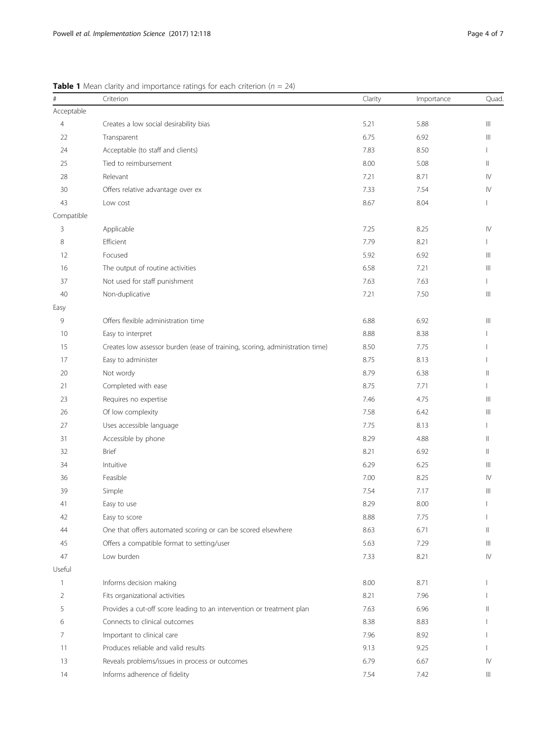**Table 1** Mean clarity and importance ratings for each criterion ($n$ = 24)

| # | Criterion | Clarity | Importance | Quad. |
|---|---|---|---|---|
| Acceptable | | | | |
| 4 | Creates a low social desirability bias | 5.21 | 5.88 | III |
| 22 | Transparent | 6.75 | 6.92 | III |
| 24 | Acceptable (to staff and clients) | 7.83 | 8.50 | I |
| 25 | Tied to reimbursement | 8.00 | 5.08 | II |
| 28 | Relevant | 7.21 | 8.71 | IV |
| 30 | Offers relative advantage over ex | 7.33 | 7.54 | IV |
| 43 | Low cost | 8.67 | 8.04 | I |
| Compatible | | | | |
| 3 | Applicable | 7.25 | 8.25 | IV |
| 8 | Efficient | 7.79 | 8.21 | I |
| 12 | Focused | 5.92 | 6.92 | III |
| 16 | The output of routine activities | 6.58 | 7.21 | III |
| 37 | Not used for staff punishment | 7.63 | 7.63 | I |
| 40 | Non-duplicative | 7.21 | 7.50 | III |
| Easy | | | | |
| 9 | Offers flexible administration time | 6.88 | 6.92 | III |
| 10 | Easy to interpret | 8.88 | 8.38 | I |
| 15 | Creates low assessor burden (ease of training, scoring, administration time) | 8.50 | 7.75 | I |
| 17 | Easy to administer | 8.75 | 8.13 | I |
| 20 | Not wordy | 8.79 | 6.38 | II |
| 21 | Completed with ease | 8.75 | 7.71 | I |
| 23 | Requires no expertise | 7.46 | 4.75 | III |
| 26 | Of low complexity | 7.58 | 6.42 | III |
| 27 | Uses accessible language | 7.75 | 8.13 | I |
| 31 | Accessible by phone | 8.29 | 4.88 | II |
| 32 | Brief | 8.21 | 6.92 | II |
| 34 | Intuitive | 6.29 | 6.25 | III |
| 36 | Feasible | 7.00 | 8.25 | IV |
| 39 | Simple | 7.54 | 7.17 | III |
| 41 | Easy to use | 8.29 | 8.00 | I |
| 42 | Easy to score | 8.88 | 7.75 | I |
| 44 | One that offers automated scoring or can be scored elsewhere | 8.63 | 6.71 | II |
| 45 | Offers a compatible format to setting/user | 5.63 | 7.29 | III |
| 47 | Low burden | 7.33 | 8.21 | IV |
| Useful | | | | |
| 1 | Informs decision making | 8.00 | 8.71 | I |
| 2 | Fits organizational activities | 8.21 | 7.96 | I |
| 5 | Provides a cut-off score leading to an intervention or treatment plan | 7.63 | 6.96 | II |
| 6 | Connects to clinical outcomes | 8.38 | 8.83 | I |
| 7 | Important to clinical care | 7.96 | 8.92 | I |
| 11 | Produces reliable and valid results | 9.13 | 9.25 | I |
| 13 | Reveals problems/issues in process or outcomes | 6.79 | 6.67 | IV |
| 14 | Informs adherence of fidelity | 7.54 | 7.42 | III |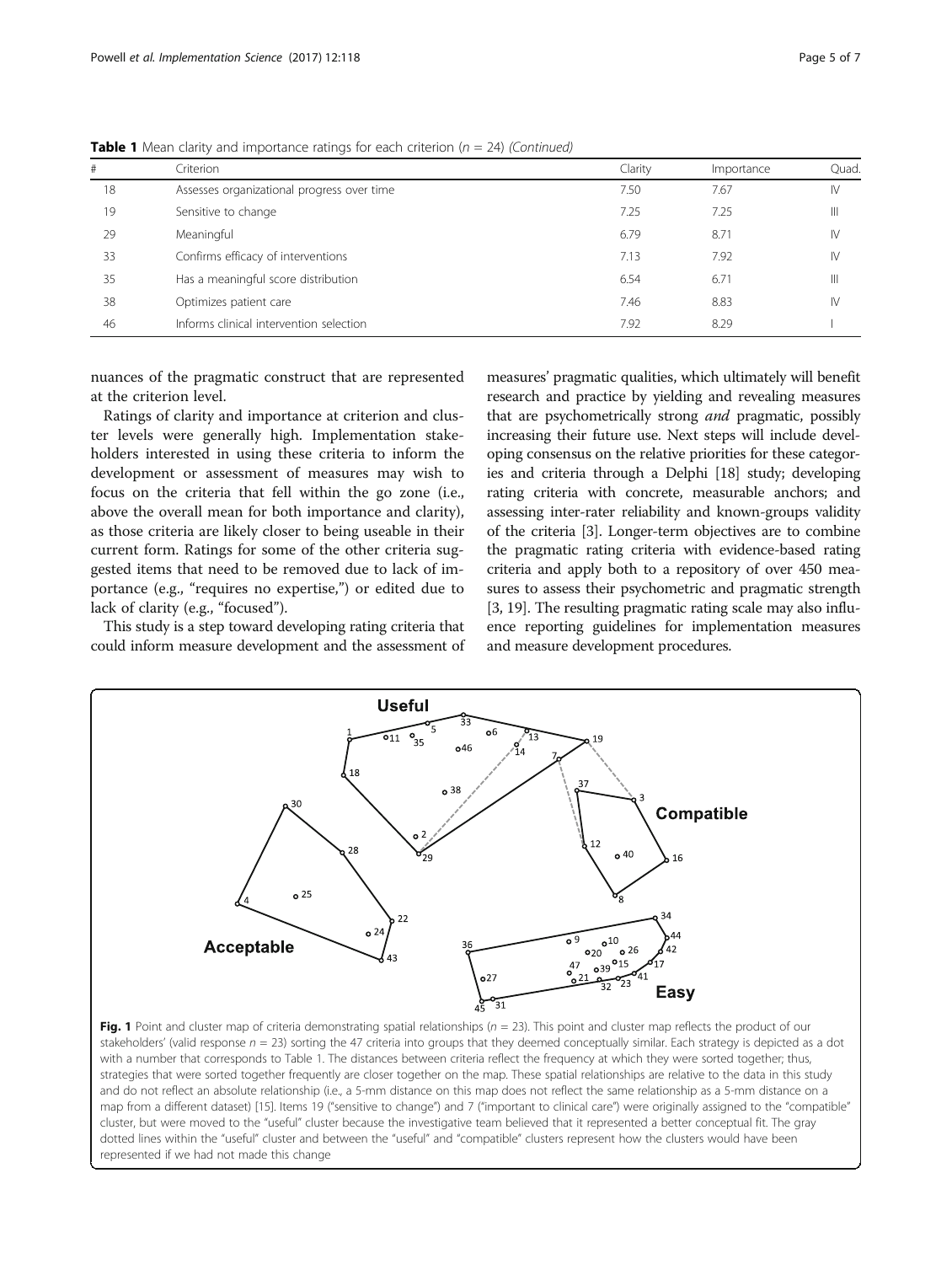**Table 1** Mean clarity and importance ratings for each criterion ($n$ = 24) *(Continued)*

| # | Criterion | Clarity | Importance | Quad. |
|---|---|---|---|---|
| 18 | Assesses organizational progress over time | 7.50 | 7.67 | IV |
| 19 | Sensitive to change | 7.25 | 7.25 | III |
| 29 | Meaningful | 6.79 | 8.71 | IV |
| 33 | Confirms efficacy of interventions | 7.13 | 7.92 | IV |
| 35 | Has a meaningful score distribution | 6.54 | 6.71 | III |
| 38 | Optimizes patient care | 7.46 | 8.83 | IV |
| 46 | Informs clinical intervention selection | 7.92 | 8.29 | I |

nuances of the pragmatic construct that are represented at the criterion level.

Ratings of clarity and importance at criterion and cluster levels were generally high. Implementation stakeholders interested in using these criteria to inform the development or assessment of measures may wish to focus on the criteria that fell within the go zone (i.e., above the overall mean for both importance and clarity), as those criteria are likely closer to being useable in their current form. Ratings for some of the other criteria suggested items that need to be removed due to lack of importance (e.g., "requires no expertise,") or edited due to lack of clarity (e.g., "focused").

This study is a step toward developing rating criteria that could inform measure development and the assessment of measures' pragmatic qualities, which ultimately will benefit research and practice by yielding and revealing measures that are psychometrically strong *and* pragmatic, possibly increasing their future use. Next steps will include developing consensus on the relative priorities for these categories and criteria through a Delphi [18] study; developing rating criteria with concrete, measurable anchors; and assessing inter-rater reliability and known-groups validity of the criteria [3]. Longer-term objectives are to combine the pragmatic rating criteria with evidence-based rating criteria and apply both to a repository of over 450 measures to assess their psychometric and pragmatic strength [3, 19]. The resulting pragmatic rating scale may also influence reporting guidelines for implementation measures and measure development procedures.

**Fig. 1** Point and cluster map of criteria demonstrating spatial relationships ($n$ = 23). This point and cluster map reflects the product of our stakeholders' (valid response $n$ = 23) sorting the 47 criteria into groups that they deemed conceptually similar. Each strategy is depicted as a dot with a number that corresponds to Table 1. The distances between criteria reflect the frequency at which they were sorted together; thus, strategies that were sorted together frequently are closer together on the map. These spatial relationships are relative to the data in this study and do not reflect an absolute relationship (i.e., a 5-mm distance on this map does not reflect the same relationship as a 5-mm distance on a map from a different dataset) [15]. Items 19 ("sensitive to change") and 7 ("important to clinical care") were originally assigned to the "compatible" cluster, but were moved to the "useful" cluster because the investigative team believed that it represented a better conceptual fit. The gray dotted lines within the "useful" cluster and between the "useful" and "compatible" clusters represent how the clusters would have been represented if we had not made this change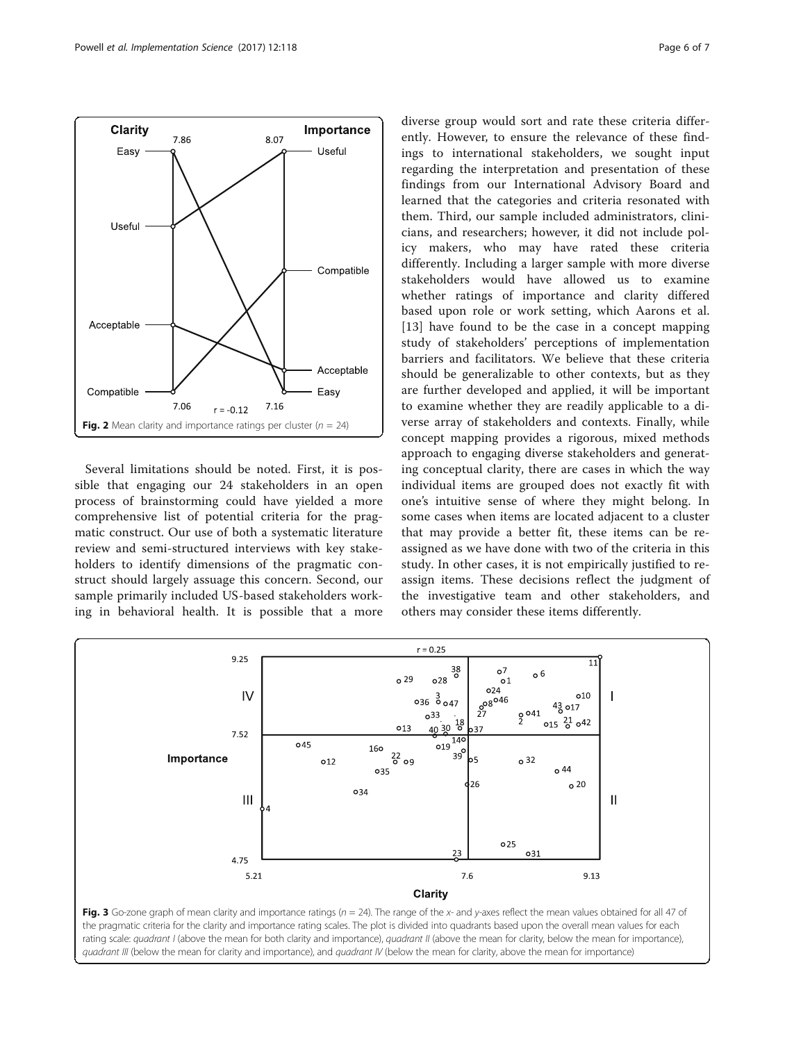Fig. 2 Mean clarity and importance ratings per cluster ($n = 24$)

Several limitations should be noted. First, it is possible that engaging our 24 stakeholders in an open process of brainstorming could have yielded a more comprehensive list of potential criteria for the pragmatic construct. Our use of both a systematic literature review and semi-structured interviews with key stakeholders to identify dimensions of the pragmatic construct should largely assuage this concern. Second, our sample primarily included US-based stakeholders working in behavioral health. It is possible that a more diverse group would sort and rate these criteria differently. However, to ensure the relevance of these findings to international stakeholders, we sought input regarding the interpretation and presentation of these findings from our International Advisory Board and learned that the categories and criteria resonated with them. Third, our sample included administrators, clinicians, and researchers; however, it did not include policy makers, who may have rated these criteria differently. Including a larger sample with more diverse stakeholders would have allowed us to examine whether ratings of importance and clarity differed based upon role or work setting, which Aarons et al. [13] have found to be the case in a concept mapping study of stakeholders' perceptions of implementation barriers and facilitators. We believe that these criteria should be generalizable to other contexts, but as they are further developed and applied, it will be important to examine whether they are readily applicable to a diverse array of stakeholders and contexts. Finally, while concept mapping provides a rigorous, mixed methods approach to engaging diverse stakeholders and generating conceptual clarity, there are cases in which the way individual items are grouped does not exactly fit with one's intuitive sense of where they might belong. In some cases when items are located adjacent to a cluster that may provide a better fit, these items can be reassigned as we have done with two of the criteria in this study. In other cases, it is not empirically justified to reassign items. These decisions reflect the judgment of the investigative team and other stakeholders, and others may consider these items differently.

Fig. 3 Go-zone graph of mean clarity and importance ratings ($n = 24$). The range of the x- and y-axes reflect the mean values obtained for all 47 of the pragmatic criteria for the clarity and importance rating scales. The plot is divided into quadrants based upon the overall mean values for each rating scale: *quadrant I* (above the mean for both clarity and importance), *quadrant II* (above the mean for clarity, below the mean for importance), *quadrant III* (below the mean for clarity and importance), and *quadrant IV* (below the mean for clarity, above the mean for importance)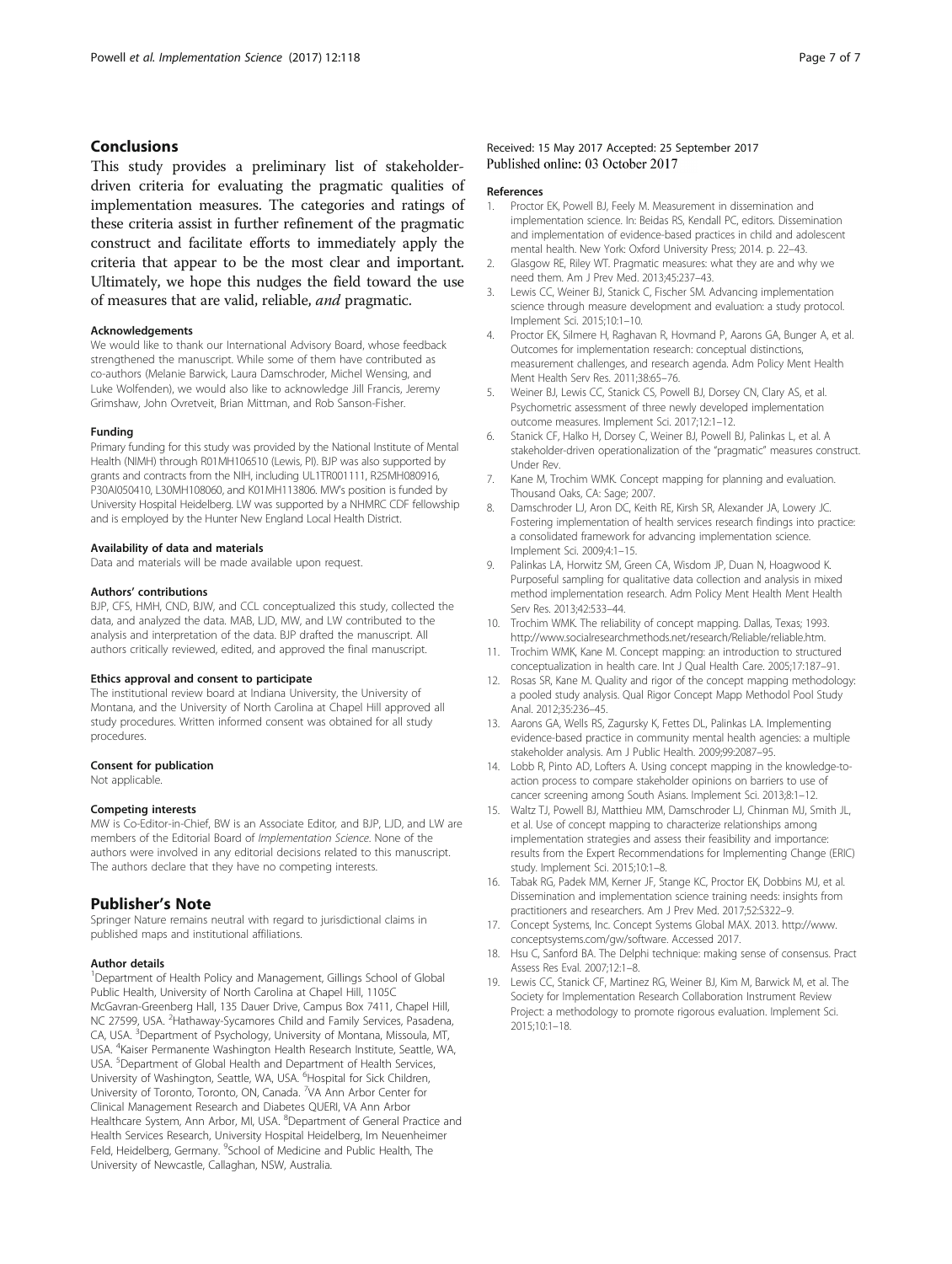## Conclusions

This study provides a preliminary list of stakeholder-driven criteria for evaluating the pragmatic qualities of implementation measures. The categories and ratings of these criteria assist in further refinement of the pragmatic construct and facilitate efforts to immediately apply the criteria that appear to be the most clear and important. Ultimately, we hope this nudges the field toward the use of measures that are valid, reliable, *and* pragmatic.

#### Acknowledgements

We would like to thank our International Advisory Board, whose feedback strengthened the manuscript. While some of them have contributed as co-authors (Melanie Barwick, Laura Damschroder, Michel Wensing, and Luke Wolfenden), we would also like to acknowledge Jill Francis, Jeremy Grimshaw, John Ovretveit, Brian Mittman, and Rob Sanson-Fisher.

#### Funding

Primary funding for this study was provided by the National Institute of Mental Health (NIMH) through R01MH106510 (Lewis, PI). BJP was also supported by grants and contracts from the NIH, including UL1TR001111, R25MH080916, P30AI050410, L30MH108060, and K01MH113806. MW's position is funded by University Hospital Heidelberg. LW was supported by a NHMRC CDF fellowship and is employed by the Hunter New England Local Health District.

#### Availability of data and materials

Data and materials will be made available upon request.

#### Authors' contributions

BJP, CFS, HMH, CND, BJW, and CCL conceptualized this study, collected the data, and analyzed the data. MAB, LJD, MW, and LW contributed to the analysis and interpretation of the data. BJP drafted the manuscript. All authors critically reviewed, edited, and approved the final manuscript.

#### Ethics approval and consent to participate

The institutional review board at Indiana University, the University of Montana, and the University of North Carolina at Chapel Hill approved all study procedures. Written informed consent was obtained for all study procedures.

#### Consent for publication

Not applicable.

#### Competing interests

MW is Co-Editor-in-Chief, BW is an Associate Editor, and BJP, LJD, and LW are members of the Editorial Board of *Implementation Science*. None of the authors were involved in any editorial decisions related to this manuscript. The authors declare that they have no competing interests.

## Publisher's Note

Springer Nature remains neutral with regard to jurisdictional claims in published maps and institutional affiliations.

#### Author details

[1]Department of Health Policy and Management, Gillings School of Global Public Health, University of North Carolina at Chapel Hill, 1105C McGavran-Greenberg Hall, 135 Dauer Drive, Campus Box 7411, Chapel Hill, NC 27599, USA. [2]Hathaway-Sycamores Child and Family Services, Pasadena, CA, USA. [3]Department of Psychology, University of Montana, Missoula, MT, USA. [4]Kaiser Permanente Washington Health Research Institute, Seattle, WA, USA. [5]Department of Global Health and Department of Health Services, University of Washington, Seattle, WA, USA. [6]Hospital for Sick Children, University of Toronto, Toronto, ON, Canada. [7]VA Ann Arbor Center for Clinical Management Research and Diabetes QUERI, VA Ann Arbor Healthcare System, Ann Arbor, MI, USA. [8]Department of General Practice and Health Services Research, University Hospital Heidelberg, Im Neuenheimer Feld, Heidelberg, Germany. [9]School of Medicine and Public Health, The University of Newcastle, Callaghan, NSW, Australia.

Received: 15 May 2017 Accepted: 25 September 2017
Published online: 03 October 2017

#### References

1. Proctor EK, Powell BJ, Feely M. Measurement in dissemination and implementation science. In: Beidas RS, Kendall PC, editors. Dissemination and implementation of evidence-based practices in child and adolescent mental health. New York: Oxford University Press; 2014. p. 22–43.
2. Glasgow RE, Riley WT. Pragmatic measures: what they are and why we need them. Am J Prev Med. 2013;45:237–43.
3. Lewis CC, Weiner BJ, Stanick C, Fischer SM. Advancing implementation science through measure development and evaluation: a study protocol. Implement Sci. 2015;10:1–10.
4. Proctor EK, Silmere H, Raghavan R, Hovmand P, Aarons GA, Bunger A, et al. Outcomes for implementation research: conceptual distinctions, measurement challenges, and research agenda. Adm Policy Ment Health Ment Health Serv Res. 2011;38:65–76.
5. Weiner BJ, Lewis CC, Stanick CS, Powell BJ, Dorsey CN, Clary AS, et al. Psychometric assessment of three newly developed implementation outcome measures. Implement Sci. 2017;12:1–12.
6. Stanick CF, Halko H, Dorsey C, Weiner BJ, Powell BJ, Palinkas L, et al. A stakeholder-driven operationalization of the "pragmatic" measures construct. Under Rev.
7. Kane M, Trochim WMK. Concept mapping for planning and evaluation. Thousand Oaks, CA: Sage; 2007.
8. Damschroder LJ, Aron DC, Keith RE, Kirsh SR, Alexander JA, Lowery JC. Fostering implementation of health services research findings into practice: a consolidated framework for advancing implementation science. Implement Sci. 2009;4:1–15.
9. Palinkas LA, Horwitz SM, Green CA, Wisdom JP, Duan N, Hoagwood K. Purposeful sampling for qualitative data collection and analysis in mixed method implementation research. Adm Policy Ment Health Ment Health Serv Res. 2013;42:533–44.
10. Trochim WMK. The reliability of concept mapping. Dallas, Texas; 1993. http://www.socialresearchmethods.net/research/Reliable/reliable.htm.
11. Trochim WMK, Kane M. Concept mapping: an introduction to structured conceptualization in health care. Int J Qual Health Care. 2005;17:187–91.
12. Rosas SR, Kane M. Quality and rigor of the concept mapping methodology: a pooled study analysis. Qual Rigor Concept Mapp Methodol Pool Study Anal. 2012;35:236–45.
13. Aarons GA, Wells RS, Zagursky K, Fettes DL, Palinkas LA. Implementing evidence-based practice in community mental health agencies: a multiple stakeholder analysis. Am J Public Health. 2009;99:2087–95.
14. Lobb R, Pinto AD, Lofters A. Using concept mapping in the knowledge-to-action process to compare stakeholder opinions on barriers to use of cancer screening among South Asians. Implement Sci. 2013;8:1–12.
15. Waltz TJ, Powell BJ, Matthieu MM, Damschroder LJ, Chinman MJ, Smith JL, et al. Use of concept mapping to characterize relationships among implementation strategies and assess their feasibility and importance: results from the Expert Recommendations for Implementing Change (ERIC) study. Implement Sci. 2015;10:1–8.
16. Tabak RG, Padek MM, Kerner JF, Stange KC, Proctor EK, Dobbins MJ, et al. Dissemination and implementation science training needs: insights from practitioners and researchers. Am J Prev Med. 2017;52:S322–9.
17. Concept Systems, Inc. Concept Systems Global MAX. 2013. http://www.conceptsystems.com/gw/software. Accessed 2017.
18. Hsu C, Sanford BA. The Delphi technique: making sense of consensus. Pract Assess Res Eval. 2007;12:1–8.
19. Lewis CC, Stanick CF, Martinez RG, Weiner BJ, Kim M, Barwick M, et al. The Society for Implementation Research Collaboration Instrument Review Project: a methodology to promote rigorous evaluation. Implement Sci. 2015;10:1–18.